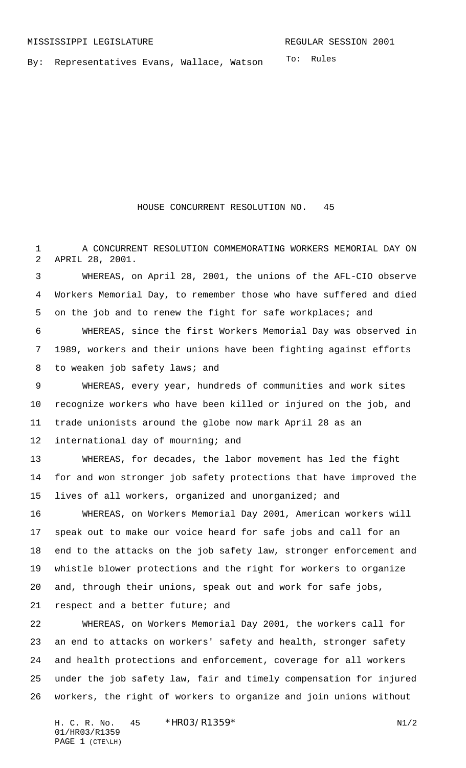MISSISSIPPI LEGISLATURE — REGULAR SESSION 2001

By: Representatives Evans, Wallace, Watson

To: Rules

# HOUSE CONCURRENT RESOLUTION NO. 45

A CONCURRENT RESOLUTION COMMEMORATING WORKERS MEMORIAL DAY ON APRIL 28, 2001.

WHEREAS, on April 28, 2001, the unions of the AFL-CIO observe Workers Memorial Day, to remember those who have suffered and died on the job and to renew the fight for safe workplaces; and

WHEREAS, since the first Workers Memorial Day was observed in 1989, workers and their unions have been fighting against efforts to weaken job safety laws; and

WHEREAS, every year, hundreds of communities and work sites recognize workers who have been killed or injured on the job, and trade unionists around the globe now mark April 28 as an international day of mourning; and

WHEREAS, for decades, the labor movement has led the fight for and won stronger job safety protections that have improved the lives of all workers, organized and unorganized; and

WHEREAS, on Workers Memorial Day 2001, American workers will speak out to make our voice heard for safe jobs and call for an end to the attacks on the job safety law, stronger enforcement and whistle blower protections and the right for workers to organize and, through their unions, speak out and work for safe jobs, respect and a better future; and

WHEREAS, on Workers Memorial Day 2001, the workers call for an end to attacks on workers' safety and health, stronger safety and health protections and enforcement, coverage for all workers under the job safety law, fair and timely compensation for injured workers, the right of workers to organize and join unions without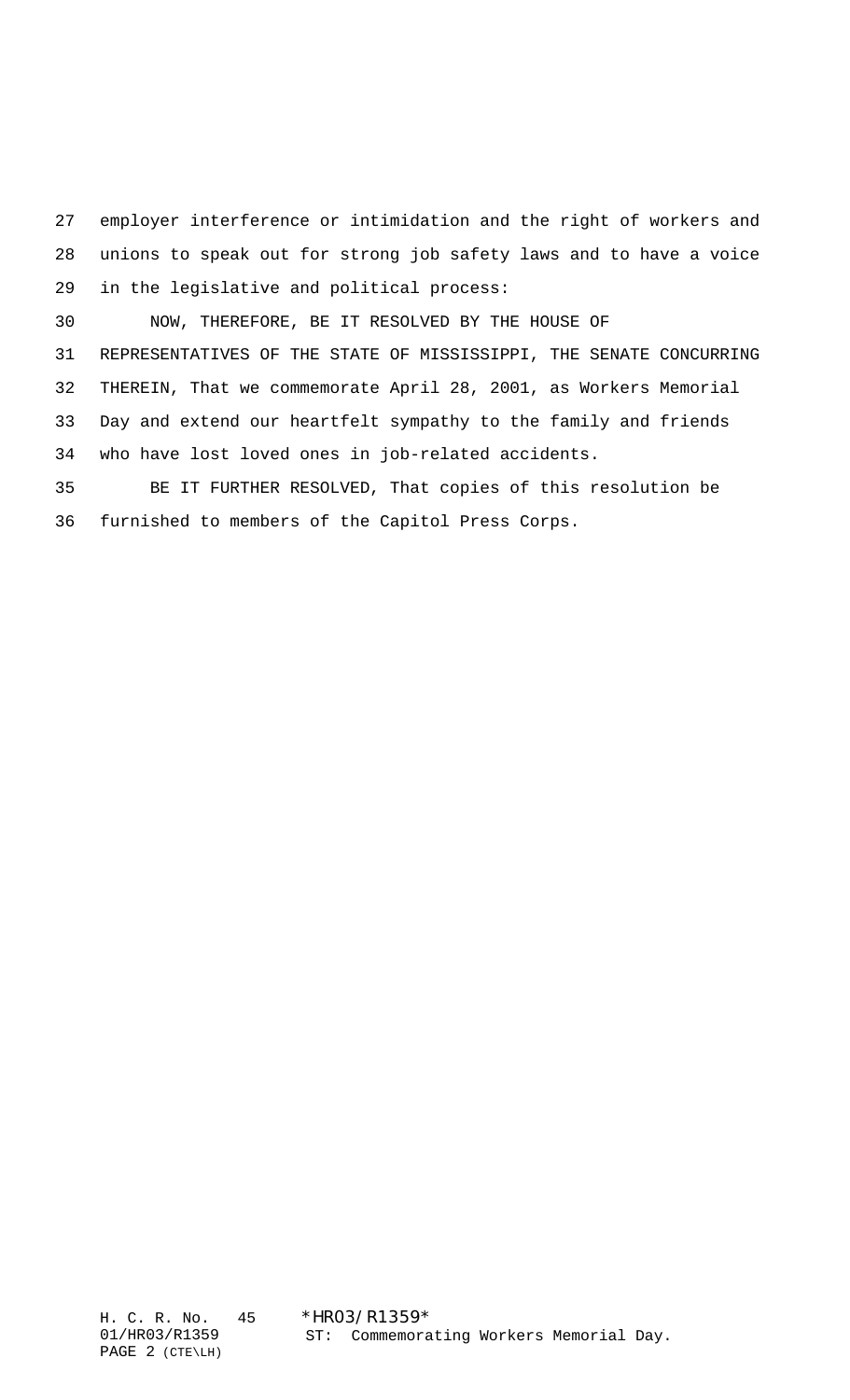employer interference or intimidation and the right of workers and unions to speak out for strong job safety laws and to have a voice in the legislative and political process:

NOW, THEREFORE, BE IT RESOLVED BY THE HOUSE OF REPRESENTATIVES OF THE STATE OF MISSISSIPPI, THE SENATE CONCURRING THEREIN, That we commemorate April 28, 2001, as Workers Memorial Day and extend our heartfelt sympathy to the family and friends who have lost loved ones in job-related accidents.

BE IT FURTHER RESOLVED, That copies of this resolution be furnished to members of the Capitol Press Corps.